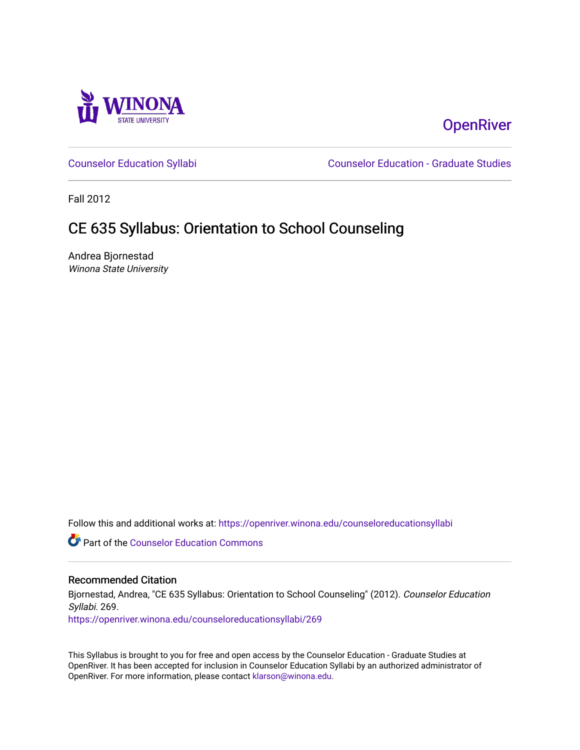Winona State University

OpenRiver

Counselor Education Syllabi | Counselor Education - Graduate Studies

Fall 2012

# CE 635 Syllabus: Orientation to School Counseling

Andrea Bjornestad
*Winona State University*

Follow this and additional works at: https://openriver.winona.edu/counseloreducationsyllabi

Part of the Counselor Education Commons

## Recommended Citation

Bjornestad, Andrea, "CE 635 Syllabus: Orientation to School Counseling" (2012). *Counselor Education Syllabi*. 269.
https://openriver.winona.edu/counseloreducationsyllabi/269

This Syllabus is brought to you for free and open access by the Counselor Education - Graduate Studies at OpenRiver. It has been accepted for inclusion in Counselor Education Syllabi by an authorized administrator of OpenRiver. For more information, please contact klarson@winona.edu.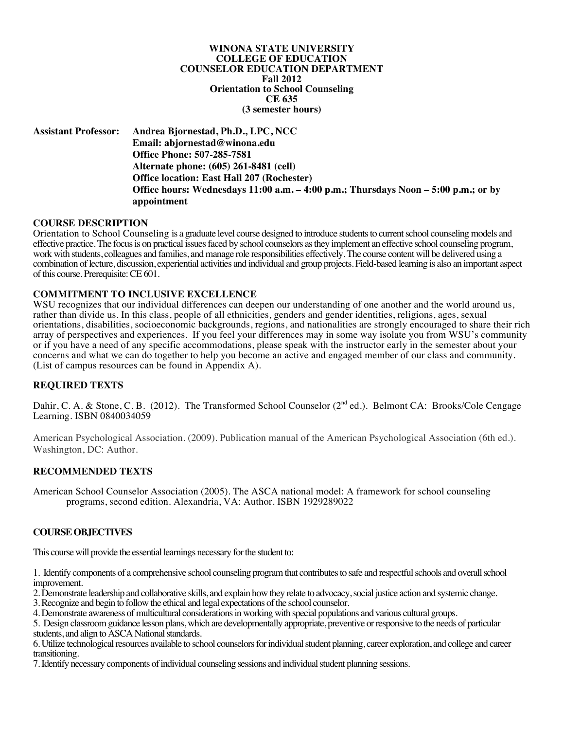**WINONA STATE UNIVERSITY**
**COLLEGE OF EDUCATION**
**COUNSELOR EDUCATION DEPARTMENT**
**Fall 2012**
**Orientation to School Counseling**
**CE 635**
**(3 semester hours)**

**Assistant Professor:** **Andrea Bjornestad, Ph.D., LPC, NCC**
**Email: abjornestad@winona.edu**
**Office Phone: 507-285-7581**
**Alternate phone: (605) 261-8481 (cell)**
**Office location: East Hall 207 (Rochester)**
**Office hours: Wednesdays 11:00 a.m. – 4:00 p.m.; Thursdays Noon – 5:00 p.m.; or by appointment**

## COURSE DESCRIPTION

Orientation to School Counseling is a graduate level course designed to introduce students to current school counseling models and effective practice. The focus is on practical issues faced by school counselors as they implement an effective school counseling program, work with students, colleagues and families, and manage role responsibilities effectively. The course content will be delivered using a combination of lecture, discussion, experiential activities and individual and group projects. Field-based learning is also an important aspect of this course. Prerequisite: CE 601.

## COMMITMENT TO INCLUSIVE EXCELLENCE

WSU recognizes that our individual differences can deepen our understanding of one another and the world around us, rather than divide us. In this class, people of all ethnicities, genders and gender identities, religions, ages, sexual orientations, disabilities, socioeconomic backgrounds, regions, and nationalities are strongly encouraged to share their rich array of perspectives and experiences. If you feel your differences may in some way isolate you from WSU's community or if you have a need of any specific accommodations, please speak with the instructor early in the semester about your concerns and what we can do together to help you become an active and engaged member of our class and community. (List of campus resources can be found in Appendix A).

## REQUIRED TEXTS

Dahir, C. A. & Stone, C. B. (2012). The Transformed School Counselor (2nd ed.). Belmont CA: Brooks/Cole Cengage Learning. ISBN 0840034059

American Psychological Association. (2009). Publication manual of the American Psychological Association (6th ed.). Washington, DC: Author.

## RECOMMENDED TEXTS

American School Counselor Association (2005). The ASCA national model: A framework for school counseling programs, second edition. Alexandria, VA: Author. ISBN 1929289022

## COURSE OBJECTIVES

This course will provide the essential learnings necessary for the student to:

1. Identify components of a comprehensive school counseling program that contributes to safe and respectful schools and overall school improvement.
2. Demonstrate leadership and collaborative skills, and explain how they relate to advocacy, social justice action and systemic change.
3. Recognize and begin to follow the ethical and legal expectations of the school counselor.
4. Demonstrate awareness of multicultural considerations in working with special populations and various cultural groups.
5. Design classroom guidance lesson plans, which are developmentally appropriate, preventive or responsive to the needs of particular students, and align to ASCA National standards.
6. Utilize technological resources available to school counselors for individual student planning, career exploration, and college and career transitioning.
7. Identify necessary components of individual counseling sessions and individual student planning sessions.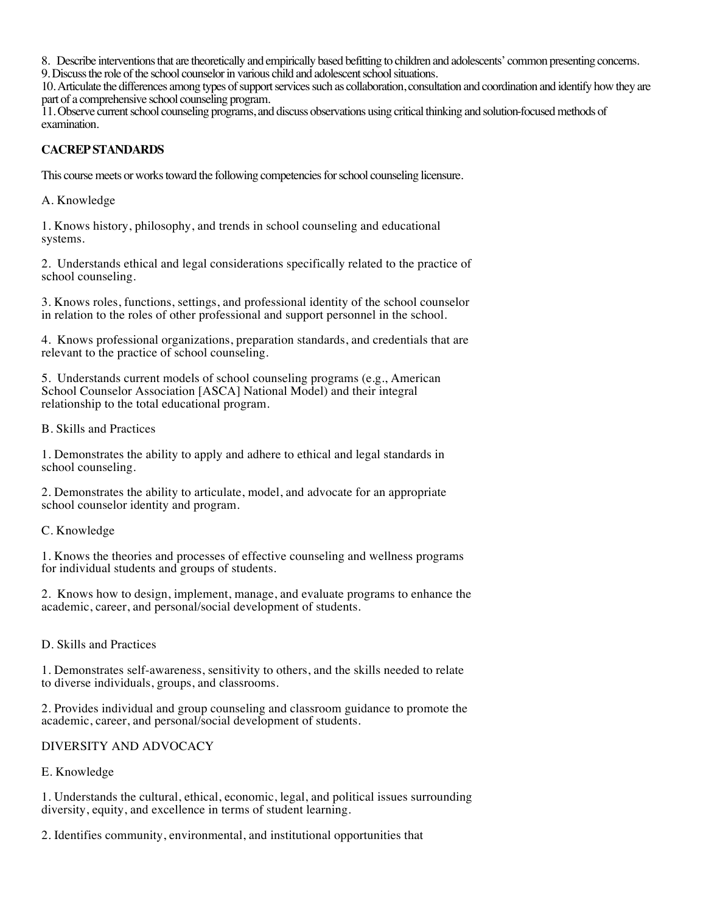8. Describe interventions that are theoretically and empirically based befitting to children and adolescents' common presenting concerns.
9. Discuss the role of the school counselor in various child and adolescent school situations.
10. Articulate the differences among types of support services such as collaboration, consultation and coordination and identify how they are part of a comprehensive school counseling program.
11. Observe current school counseling programs, and discuss observations using critical thinking and solution-focused methods of examination.

**CACREP STANDARDS**

This course meets or works toward the following competencies for school counseling licensure.

A. Knowledge

1. Knows history, philosophy, and trends in school counseling and educational systems.

2. Understands ethical and legal considerations specifically related to the practice of school counseling.

3. Knows roles, functions, settings, and professional identity of the school counselor in relation to the roles of other professional and support personnel in the school.

4. Knows professional organizations, preparation standards, and credentials that are relevant to the practice of school counseling.

5. Understands current models of school counseling programs (e.g., American School Counselor Association [ASCA] National Model) and their integral relationship to the total educational program.

B. Skills and Practices

1. Demonstrates the ability to apply and adhere to ethical and legal standards in school counseling.

2. Demonstrates the ability to articulate, model, and advocate for an appropriate school counselor identity and program.

C. Knowledge

1. Knows the theories and processes of effective counseling and wellness programs for individual students and groups of students.

2. Knows how to design, implement, manage, and evaluate programs to enhance the academic, career, and personal/social development of students.

D. Skills and Practices

1. Demonstrates self-awareness, sensitivity to others, and the skills needed to relate to diverse individuals, groups, and classrooms.

2. Provides individual and group counseling and classroom guidance to promote the academic, career, and personal/social development of students.

DIVERSITY AND ADVOCACY

E. Knowledge

1. Understands the cultural, ethical, economic, legal, and political issues surrounding diversity, equity, and excellence in terms of student learning.

2. Identifies community, environmental, and institutional opportunities that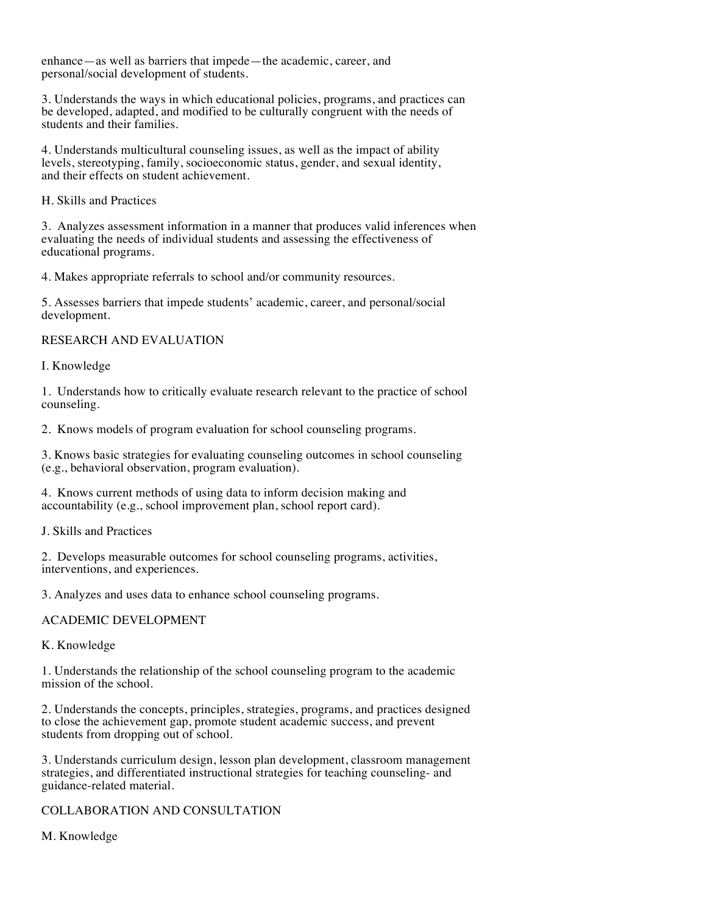enhance—as well as barriers that impede—the academic, career, and personal/social development of students.

3. Understands the ways in which educational policies, programs, and practices can be developed, adapted, and modified to be culturally congruent with the needs of students and their families.

4. Understands multicultural counseling issues, as well as the impact of ability levels, stereotyping, family, socioeconomic status, gender, and sexual identity, and their effects on student achievement.

H. Skills and Practices

3. Analyzes assessment information in a manner that produces valid inferences when evaluating the needs of individual students and assessing the effectiveness of educational programs.

4. Makes appropriate referrals to school and/or community resources.

5. Assesses barriers that impede students' academic, career, and personal/social development.

RESEARCH AND EVALUATION

I. Knowledge

1. Understands how to critically evaluate research relevant to the practice of school counseling.

2. Knows models of program evaluation for school counseling programs.

3. Knows basic strategies for evaluating counseling outcomes in school counseling (e.g., behavioral observation, program evaluation).

4. Knows current methods of using data to inform decision making and accountability (e.g., school improvement plan, school report card).

J. Skills and Practices

2. Develops measurable outcomes for school counseling programs, activities, interventions, and experiences.

3. Analyzes and uses data to enhance school counseling programs.

ACADEMIC DEVELOPMENT

K. Knowledge

1. Understands the relationship of the school counseling program to the academic mission of the school.

2. Understands the concepts, principles, strategies, programs, and practices designed to close the achievement gap, promote student academic success, and prevent students from dropping out of school.

3. Understands curriculum design, lesson plan development, classroom management strategies, and differentiated instructional strategies for teaching counseling- and guidance-related material.

COLLABORATION AND CONSULTATION

M. Knowledge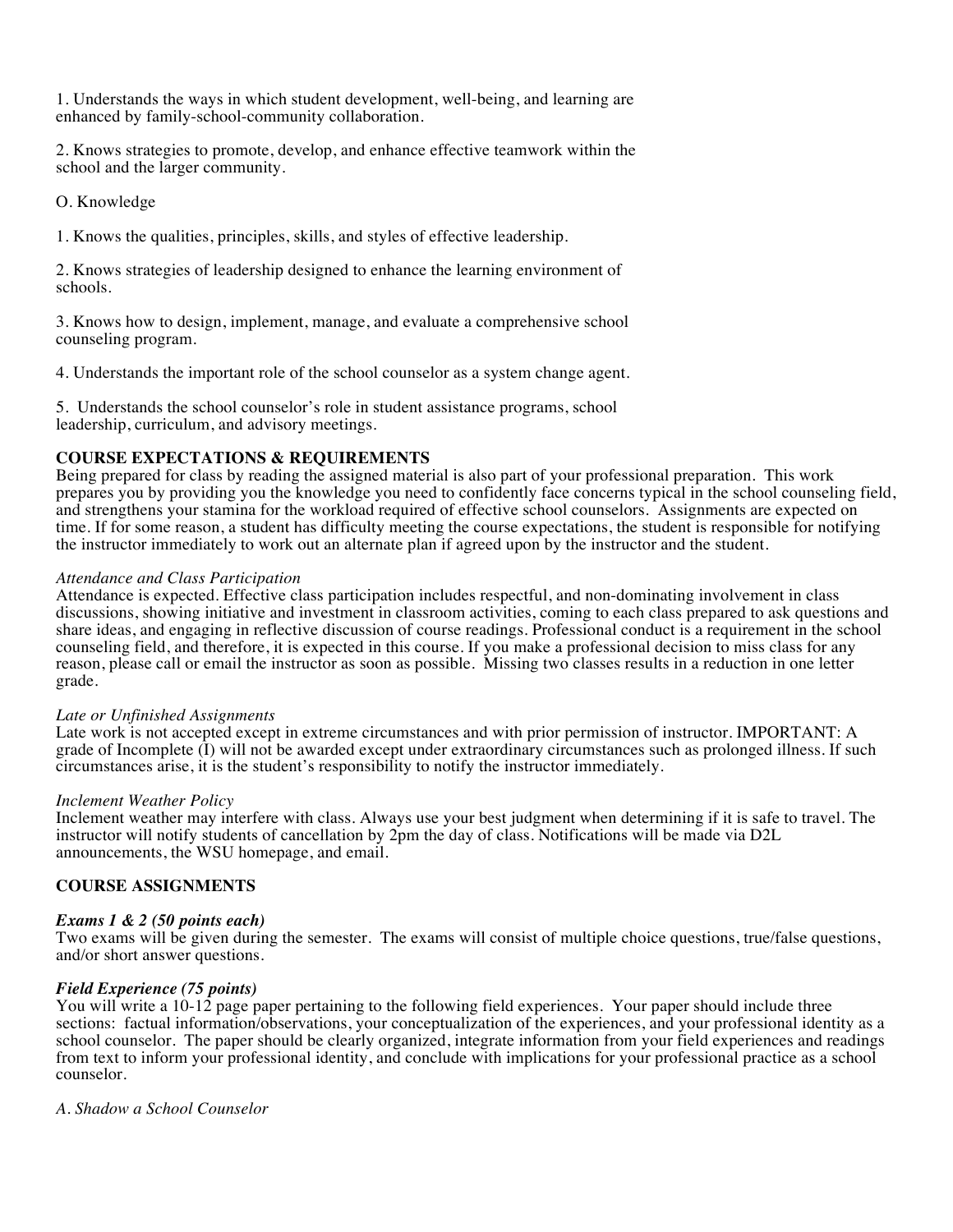1. Understands the ways in which student development, well-being, and learning are enhanced by family-school-community collaboration.

2. Knows strategies to promote, develop, and enhance effective teamwork within the school and the larger community.

O. Knowledge

1. Knows the qualities, principles, skills, and styles of effective leadership.

2. Knows strategies of leadership designed to enhance the learning environment of schools.

3. Knows how to design, implement, manage, and evaluate a comprehensive school counseling program.

4. Understands the important role of the school counselor as a system change agent.

5. Understands the school counselor's role in student assistance programs, school leadership, curriculum, and advisory meetings.

## COURSE EXPECTATIONS & REQUIREMENTS

Being prepared for class by reading the assigned material is also part of your professional preparation. This work prepares you by providing you the knowledge you need to confidently face concerns typical in the school counseling field, and strengthens your stamina for the workload required of effective school counselors. Assignments are expected on time. If for some reason, a student has difficulty meeting the course expectations, the student is responsible for notifying the instructor immediately to work out an alternate plan if agreed upon by the instructor and the student.

*Attendance and Class Participation*

Attendance is expected. Effective class participation includes respectful, and non-dominating involvement in class discussions, showing initiative and investment in classroom activities, coming to each class prepared to ask questions and share ideas, and engaging in reflective discussion of course readings. Professional conduct is a requirement in the school counseling field, and therefore, it is expected in this course. If you make a professional decision to miss class for any reason, please call or email the instructor as soon as possible. Missing two classes results in a reduction in one letter grade.

*Late or Unfinished Assignments*

Late work is not accepted except in extreme circumstances and with prior permission of instructor. IMPORTANT: A grade of Incomplete (I) will not be awarded except under extraordinary circumstances such as prolonged illness. If such circumstances arise, it is the student's responsibility to notify the instructor immediately.

*Inclement Weather Policy*

Inclement weather may interfere with class. Always use your best judgment when determining if it is safe to travel. The instructor will notify students of cancellation by 2pm the day of class. Notifications will be made via D2L announcements, the WSU homepage, and email.

## COURSE ASSIGNMENTS

***Exams 1 & 2 (50 points each)***

Two exams will be given during the semester. The exams will consist of multiple choice questions, true/false questions, and/or short answer questions.

***Field Experience (75 points)***

You will write a 10-12 page paper pertaining to the following field experiences. Your paper should include three sections: factual information/observations, your conceptualization of the experiences, and your professional identity as a school counselor. The paper should be clearly organized, integrate information from your field experiences and readings from text to inform your professional identity, and conclude with implications for your professional practice as a school counselor.

*A. Shadow a School Counselor*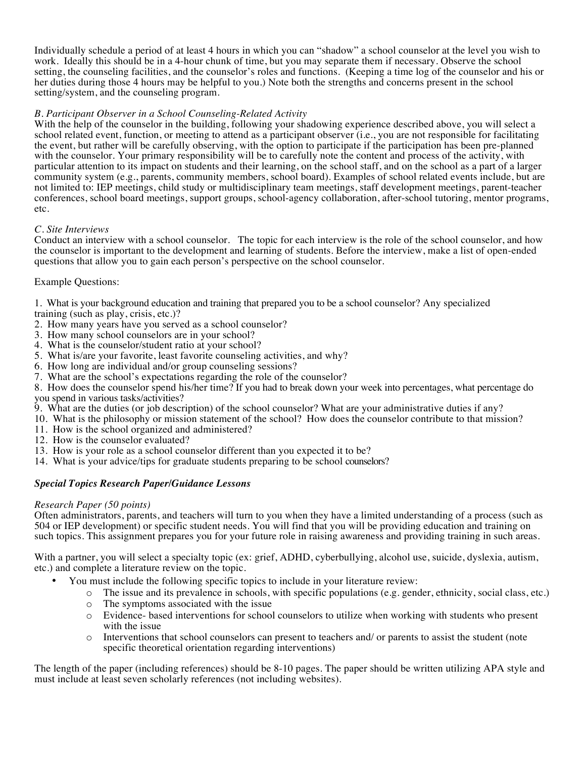Individually schedule a period of at least 4 hours in which you can "shadow" a school counselor at the level you wish to work. Ideally this should be in a 4-hour chunk of time, but you may separate them if necessary. Observe the school setting, the counseling facilities, and the counselor's roles and functions. (Keeping a time log of the counselor and his or her duties during those 4 hours may be helpful to you.) Note both the strengths and concerns present in the school setting/system, and the counseling program.

*B. Participant Observer in a School Counseling-Related Activity*

With the help of the counselor in the building, following your shadowing experience described above, you will select a school related event, function, or meeting to attend as a participant observer (i.e., you are not responsible for facilitating the event, but rather will be carefully observing, with the option to participate if the participation has been pre-planned with the counselor. Your primary responsibility will be to carefully note the content and process of the activity, with particular attention to its impact on students and their learning, on the school staff, and on the school as a part of a larger community system (e.g., parents, community members, school board). Examples of school related events include, but are not limited to: IEP meetings, child study or multidisciplinary team meetings, staff development meetings, parent-teacher conferences, school board meetings, support groups, school-agency collaboration, after-school tutoring, mentor programs, etc.

*C. Site Interviews*

Conduct an interview with a school counselor. The topic for each interview is the role of the school counselor, and how the counselor is important to the development and learning of students. Before the interview, make a list of open-ended questions that allow you to gain each person's perspective on the school counselor.

Example Questions:

1. What is your background education and training that prepared you to be a school counselor? Any specialized training (such as play, crisis, etc.)?
2. How many years have you served as a school counselor?
3. How many school counselors are in your school?
4. What is the counselor/student ratio at your school?
5. What is/are your favorite, least favorite counseling activities, and why?
6. How long are individual and/or group counseling sessions?
7. What are the school's expectations regarding the role of the counselor?
8. How does the counselor spend his/her time? If you had to break down your week into percentages, what percentage do you spend in various tasks/activities?
9. What are the duties (or job description) of the school counselor? What are your administrative duties if any?
10. What is the philosophy or mission statement of the school? How does the counselor contribute to that mission?
11. How is the school organized and administered?
12. How is the counselor evaluated?
13. How is your role as a school counselor different than you expected it to be?
14. What is your advice/tips for graduate students preparing to be school counselors?

***Special Topics Research Paper/Guidance Lessons***

*Research Paper (50 points)*

Often administrators, parents, and teachers will turn to you when they have a limited understanding of a process (such as 504 or IEP development) or specific student needs. You will find that you will be providing education and training on such topics. This assignment prepares you for your future role in raising awareness and providing training in such areas.

With a partner, you will select a specialty topic (ex: grief, ADHD, cyberbullying, alcohol use, suicide, dyslexia, autism, etc.) and complete a literature review on the topic.

- You must include the following specific topics to include in your literature review:
  - The issue and its prevalence in schools, with specific populations (e.g. gender, ethnicity, social class, etc.)
  - The symptoms associated with the issue
  - Evidence- based interventions for school counselors to utilize when working with students who present with the issue
  - Interventions that school counselors can present to teachers and/ or parents to assist the student (note specific theoretical orientation regarding interventions)

The length of the paper (including references) should be 8-10 pages. The paper should be written utilizing APA style and must include at least seven scholarly references (not including websites).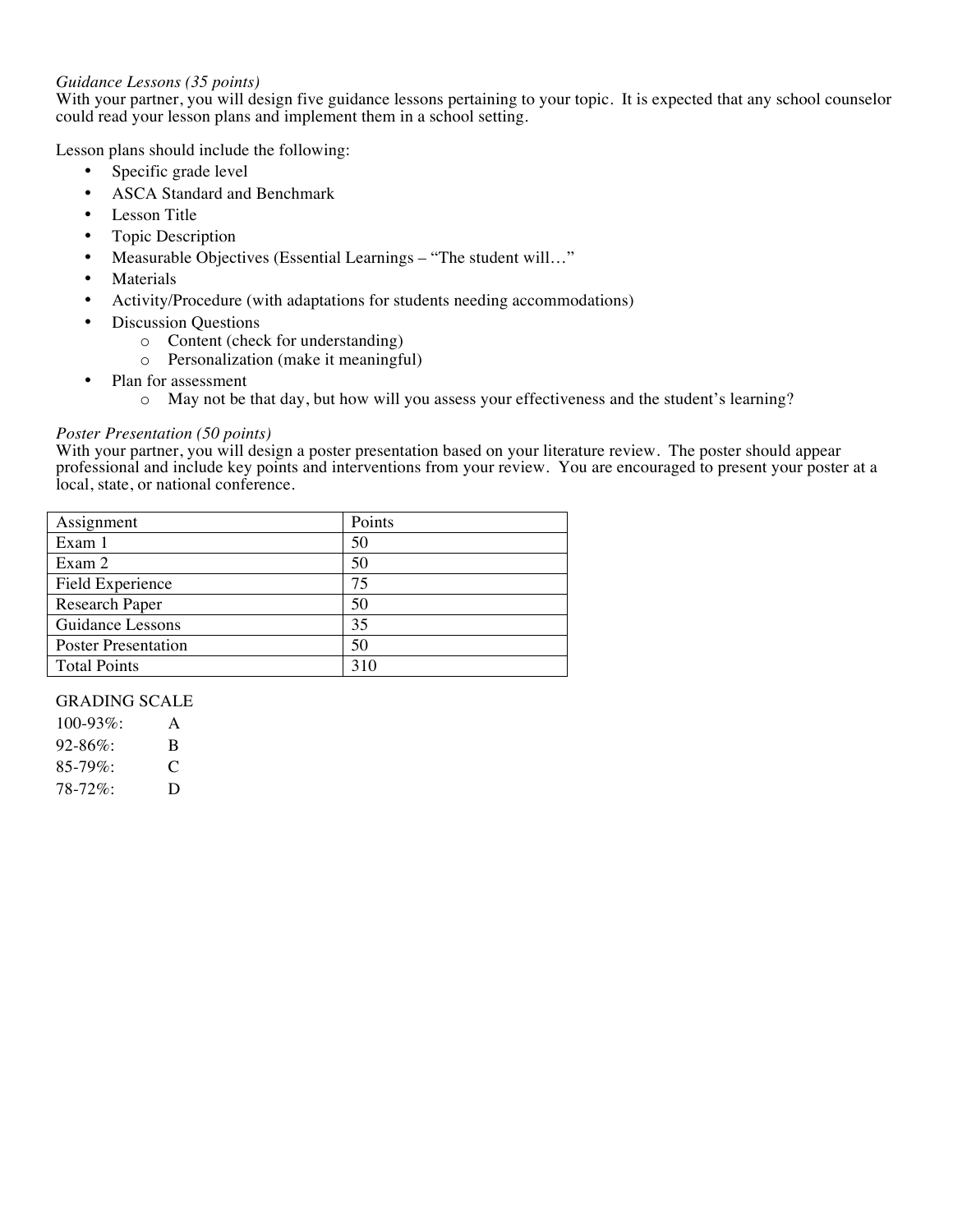*Guidance Lessons (35 points)*
With your partner, you will design five guidance lessons pertaining to your topic. It is expected that any school counselor could read your lesson plans and implement them in a school setting.

Lesson plans should include the following:

- Specific grade level
- ASCA Standard and Benchmark
- Lesson Title
- Topic Description
- Measurable Objectives (Essential Learnings – "The student will…"
- Materials
- Activity/Procedure (with adaptations for students needing accommodations)
- Discussion Questions
    - Content (check for understanding)
    - Personalization (make it meaningful)
- Plan for assessment
    - May not be that day, but how will you assess your effectiveness and the student's learning?

*Poster Presentation (50 points)*
With your partner, you will design a poster presentation based on your literature review. The poster should appear professional and include key points and interventions from your review. You are encouraged to present your poster at a local, state, or national conference.

| Assignment | Points |
|---|---|
| Exam 1 | 50 |
| Exam 2 | 50 |
| Field Experience | 75 |
| Research Paper | 50 |
| Guidance Lessons | 35 |
| Poster Presentation | 50 |
| Total Points | 310 |

GRADING SCALE

| | |
|---|---|
| 100-93%: | A |
| 92-86%: | B |
| 85-79%: | C |
| 78-72%: | D |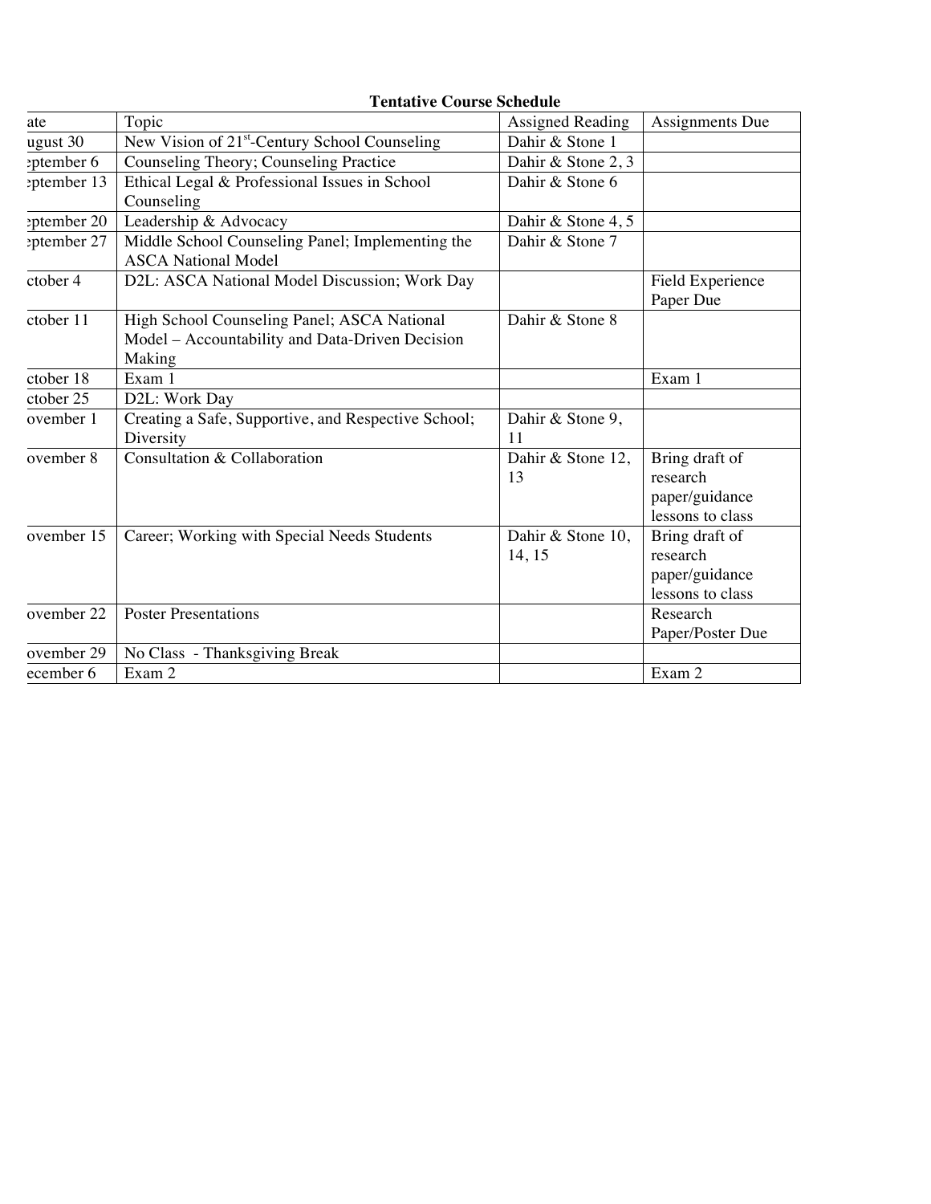**Tentative Course Schedule**

| ate | Topic | Assigned Reading | Assignments Due |
|---|---|---|---|
| ugust 30 | New Vision of 21st-Century School Counseling | Dahir & Stone 1 | |
| ptember 6 | Counseling Theory; Counseling Practice | Dahir & Stone 2, 3 | |
| ptember 13 | Ethical Legal & Professional Issues in School Counseling | Dahir & Stone 6 | |
| ptember 20 | Leadership & Advocacy | Dahir & Stone 4, 5 | |
| ptember 27 | Middle School Counseling Panel; Implementing the ASCA National Model | Dahir & Stone 7 | |
| ctober 4 | D2L: ASCA National Model Discussion; Work Day | | Field Experience Paper Due |
| ctober 11 | High School Counseling Panel; ASCA National Model – Accountability and Data-Driven Decision Making | Dahir & Stone 8 | |
| ctober 18 | Exam 1 | | Exam 1 |
| ctober 25 | D2L: Work Day | | |
| ovember 1 | Creating a Safe, Supportive, and Respective School; Diversity | Dahir & Stone 9, 11 | |
| ovember 8 | Consultation & Collaboration | Dahir & Stone 12, 13 | Bring draft of research paper/guidance lessons to class |
| ovember 15 | Career; Working with Special Needs Students | Dahir & Stone 10, 14, 15 | Bring draft of research paper/guidance lessons to class |
| ovember 22 | Poster Presentations | | Research Paper/Poster Due |
| ovember 29 | No Class - Thanksgiving Break | | |
| ecember 6 | Exam 2 | | Exam 2 |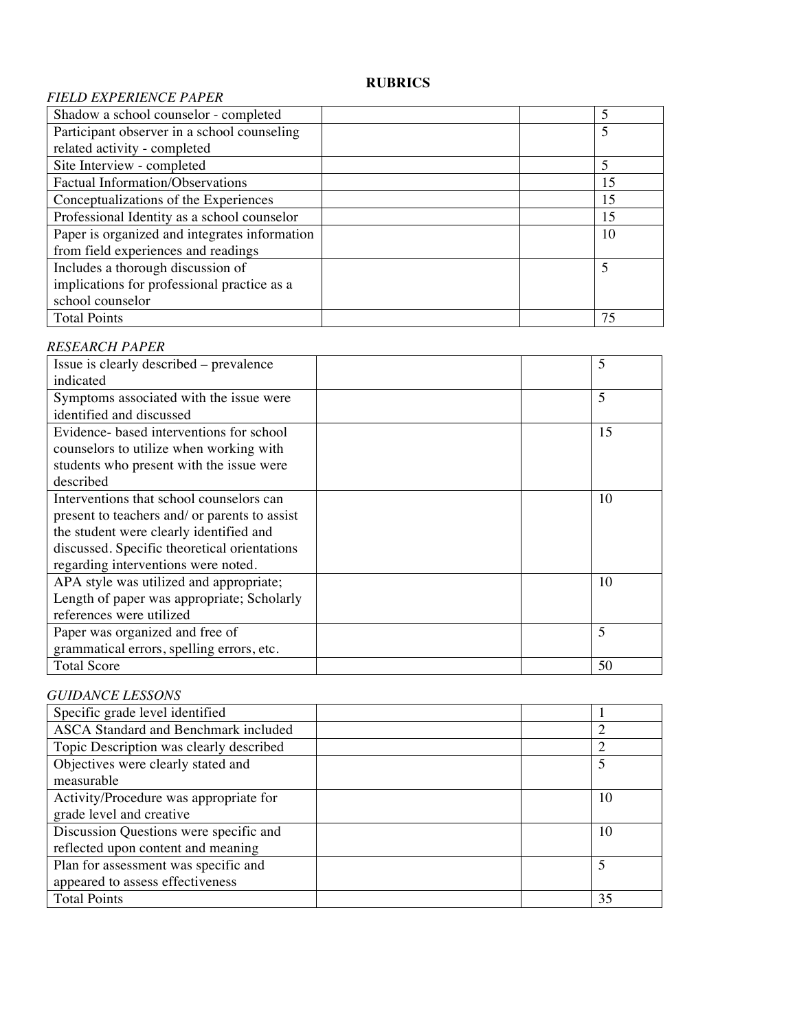# RUBRICS

*FIELD EXPERIENCE PAPER*

| | | | |
|---|---|---|---|
| Shadow a school counselor - completed | | | 5 |
| Participant observer in a school counseling related activity - completed | | | 5 |
| Site Interview - completed | | | 5 |
| Factual Information/Observations | | | 15 |
| Conceptualizations of the Experiences | | | 15 |
| Professional Identity as a school counselor | | | 15 |
| Paper is organized and integrates information from field experiences and readings | | | 10 |
| Includes a thorough discussion of implications for professional practice as a school counselor | | | 5 |
| Total Points | | | 75 |

*RESEARCH PAPER*

| | | | |
|---|---|---|---|
| Issue is clearly described – prevalence indicated | | | 5 |
| Symptoms associated with the issue were identified and discussed | | | 5 |
| Evidence- based interventions for school counselors to utilize when working with students who present with the issue were described | | | 15 |
| Interventions that school counselors can present to teachers and/ or parents to assist the student were clearly identified and discussed. Specific theoretical orientations regarding interventions were noted. | | | 10 |
| APA style was utilized and appropriate; Length of paper was appropriate; Scholarly references were utilized | | | 10 |
| Paper was organized and free of grammatical errors, spelling errors, etc. | | | 5 |
| Total Score | | | 50 |

*GUIDANCE LESSONS*

| | | | |
|---|---|---|---|
| Specific grade level identified | | | 1 |
| ASCA Standard and Benchmark included | | | 2 |
| Topic Description was clearly described | | | 2 |
| Objectives were clearly stated and measurable | | | 5 |
| Activity/Procedure was appropriate for grade level and creative | | | 10 |
| Discussion Questions were specific and reflected upon content and meaning | | | 10 |
| Plan for assessment was specific and appeared to assess effectiveness | | | 5 |
| Total Points | | | 35 |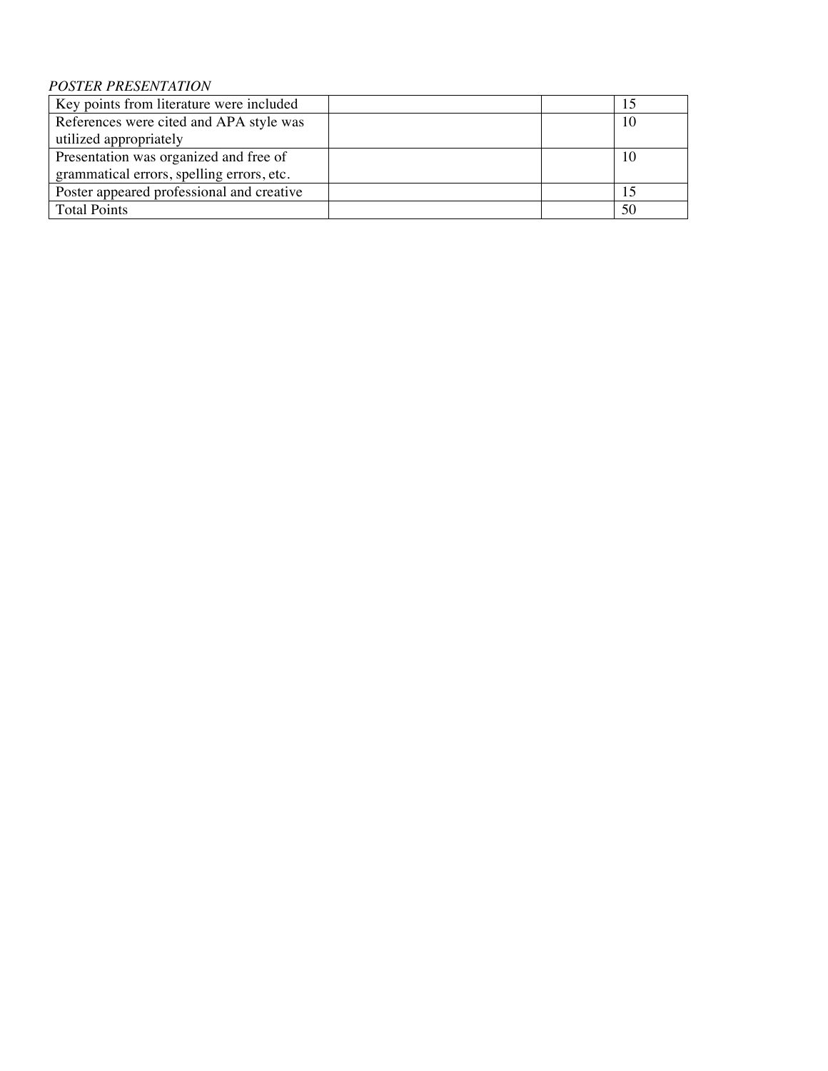*POSTER PRESENTATION*

| | | | |
|---|---|---|---|
| Key points from literature were included | | | 15 |
| References were cited and APA style was utilized appropriately | | | 10 |
| Presentation was organized and free of grammatical errors, spelling errors, etc. | | | 10 |
| Poster appeared professional and creative | | | 15 |
| Total Points | | | 50 |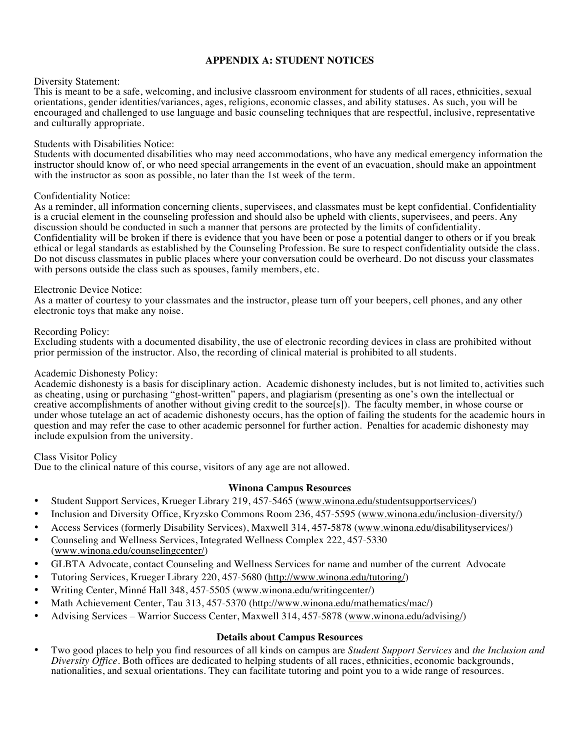## APPENDIX A: STUDENT NOTICES

Diversity Statement:
This is meant to be a safe, welcoming, and inclusive classroom environment for students of all races, ethnicities, sexual orientations, gender identities/variances, ages, religions, economic classes, and ability statuses. As such, you will be encouraged and challenged to use language and basic counseling techniques that are respectful, inclusive, representative and culturally appropriate.

Students with Disabilities Notice:
Students with documented disabilities who may need accommodations, who have any medical emergency information the instructor should know of, or who need special arrangements in the event of an evacuation, should make an appointment with the instructor as soon as possible, no later than the 1st week of the term.

Confidentiality Notice:
As a reminder, all information concerning clients, supervisees, and classmates must be kept confidential. Confidentiality is a crucial element in the counseling profession and should also be upheld with clients, supervisees, and peers. Any discussion should be conducted in such a manner that persons are protected by the limits of confidentiality. Confidentiality will be broken if there is evidence that you have been or pose a potential danger to others or if you break ethical or legal standards as established by the Counseling Profession. Be sure to respect confidentiality outside the class. Do not discuss classmates in public places where your conversation could be overheard. Do not discuss your classmates with persons outside the class such as spouses, family members, etc.

Electronic Device Notice:
As a matter of courtesy to your classmates and the instructor, please turn off your beepers, cell phones, and any other electronic toys that make any noise.

Recording Policy:
Excluding students with a documented disability, the use of electronic recording devices in class are prohibited without prior permission of the instructor. Also, the recording of clinical material is prohibited to all students.

Academic Dishonesty Policy:
Academic dishonesty is a basis for disciplinary action. Academic dishonesty includes, but is not limited to, activities such as cheating, using or purchasing "ghost-written" papers, and plagiarism (presenting as one's own the intellectual or creative accomplishments of another without giving credit to the source[s]). The faculty member, in whose course or under whose tutelage an act of academic dishonesty occurs, has the option of failing the students for the academic hours in question and may refer the case to other academic personnel for further action. Penalties for academic dishonesty may include expulsion from the university.

Class Visitor Policy
Due to the clinical nature of this course, visitors of any age are not allowed.

### Winona Campus Resources

- Student Support Services, Krueger Library 219, 457-5465 (www.winona.edu/studentsupportservices/)
- Inclusion and Diversity Office, Kryzsko Commons Room 236, 457-5595 (www.winona.edu/inclusion-diversity/)
- Access Services (formerly Disability Services), Maxwell 314, 457-5878 (www.winona.edu/disabilityservices/)
- Counseling and Wellness Services, Integrated Wellness Complex 222, 457-5330 (www.winona.edu/counselingcenter/)
- GLBTA Advocate, contact Counseling and Wellness Services for name and number of the current Advocate
- Tutoring Services, Krueger Library 220, 457-5680 (http://www.winona.edu/tutoring/)
- Writing Center, Minné Hall 348, 457-5505 (www.winona.edu/writingcenter/)
- Math Achievement Center, Tau 313, 457-5370 (http://www.winona.edu/mathematics/mac/)
- Advising Services – Warrior Success Center, Maxwell 314, 457-5878 (www.winona.edu/advising/)

### Details about Campus Resources

- Two good places to help you find resources of all kinds on campus are *Student Support Services* and *the Inclusion and Diversity Office*. Both offices are dedicated to helping students of all races, ethnicities, economic backgrounds, nationalities, and sexual orientations. They can facilitate tutoring and point you to a wide range of resources.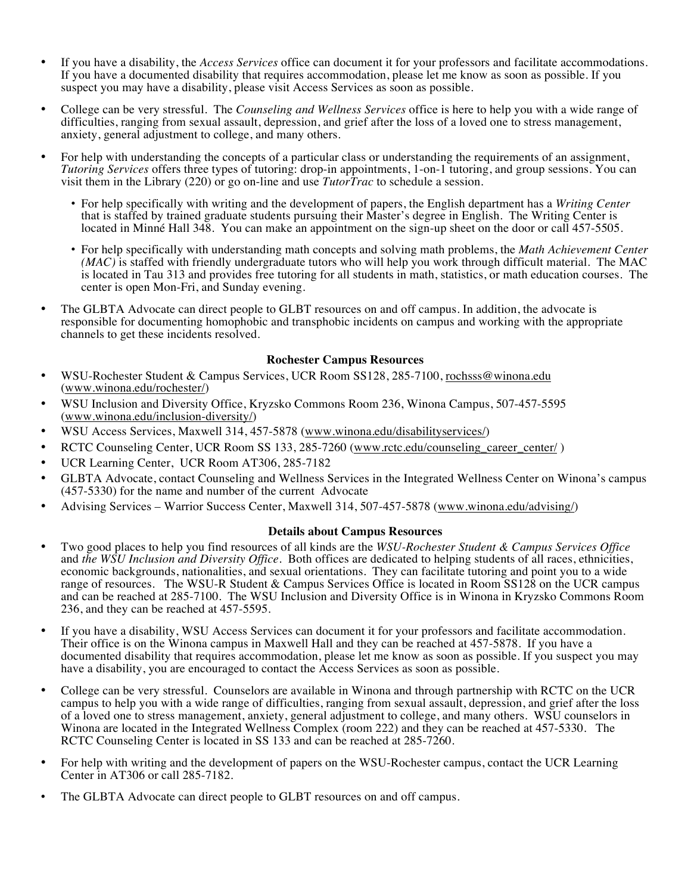- If you have a disability, the *Access Services* office can document it for your professors and facilitate accommodations. If you have a documented disability that requires accommodation, please let me know as soon as possible. If you suspect you may have a disability, please visit Access Services as soon as possible.
- College can be very stressful. The *Counseling and Wellness Services* office is here to help you with a wide range of difficulties, ranging from sexual assault, depression, and grief after the loss of a loved one to stress management, anxiety, general adjustment to college, and many others.
- For help with understanding the concepts of a particular class or understanding the requirements of an assignment, *Tutoring Services* offers three types of tutoring: drop-in appointments, 1-on-1 tutoring, and group sessions. You can visit them in the Library (220) or go on-line and use *TutorTrac* to schedule a session.
  - For help specifically with writing and the development of papers, the English department has a *Writing Center* that is staffed by trained graduate students pursuing their Master's degree in English. The Writing Center is located in Minné Hall 348. You can make an appointment on the sign-up sheet on the door or call 457-5505.
  - For help specifically with understanding math concepts and solving math problems, the *Math Achievement Center (MAC)* is staffed with friendly undergraduate tutors who will help you work through difficult material. The MAC is located in Tau 313 and provides free tutoring for all students in math, statistics, or math education courses. The center is open Mon-Fri, and Sunday evening.
- The GLBTA Advocate can direct people to GLBT resources on and off campus. In addition, the advocate is responsible for documenting homophobic and transphobic incidents on campus and working with the appropriate channels to get these incidents resolved.

**Rochester Campus Resources**

- WSU-Rochester Student & Campus Services, UCR Room SS128, 285-7100, rochsss@winona.edu (www.winona.edu/rochester/)
- WSU Inclusion and Diversity Office, Kryzsko Commons Room 236, Winona Campus, 507-457-5595 (www.winona.edu/inclusion-diversity/)
- WSU Access Services, Maxwell 314, 457-5878 (www.winona.edu/disabilityservices/)
- RCTC Counseling Center, UCR Room SS 133, 285-7260 (www.rctc.edu/counseling_career_center/ )
- UCR Learning Center, UCR Room AT306, 285-7182
- GLBTA Advocate, contact Counseling and Wellness Services in the Integrated Wellness Center on Winona's campus (457-5330) for the name and number of the current Advocate
- Advising Services – Warrior Success Center, Maxwell 314, 507-457-5878 (www.winona.edu/advising/)

**Details about Campus Resources**

- Two good places to help you find resources of all kinds are the *WSU-Rochester Student & Campus Services Office* and *the WSU Inclusion and Diversity Office*. Both offices are dedicated to helping students of all races, ethnicities, economic backgrounds, nationalities, and sexual orientations. They can facilitate tutoring and point you to a wide range of resources. The WSU-R Student & Campus Services Office is located in Room SS128 on the UCR campus and can be reached at 285-7100. The WSU Inclusion and Diversity Office is in Winona in Kryzsko Commons Room 236, and they can be reached at 457-5595.
- If you have a disability, WSU Access Services can document it for your professors and facilitate accommodation. Their office is on the Winona campus in Maxwell Hall and they can be reached at 457-5878. If you have a documented disability that requires accommodation, please let me know as soon as possible. If you suspect you may have a disability, you are encouraged to contact the Access Services as soon as possible.
- College can be very stressful. Counselors are available in Winona and through partnership with RCTC on the UCR campus to help you with a wide range of difficulties, ranging from sexual assault, depression, and grief after the loss of a loved one to stress management, anxiety, general adjustment to college, and many others. WSU counselors in Winona are located in the Integrated Wellness Complex (room 222) and they can be reached at 457-5330. The RCTC Counseling Center is located in SS 133 and can be reached at 285-7260.
- For help with writing and the development of papers on the WSU-Rochester campus, contact the UCR Learning Center in AT306 or call 285-7182.
- The GLBTA Advocate can direct people to GLBT resources on and off campus.